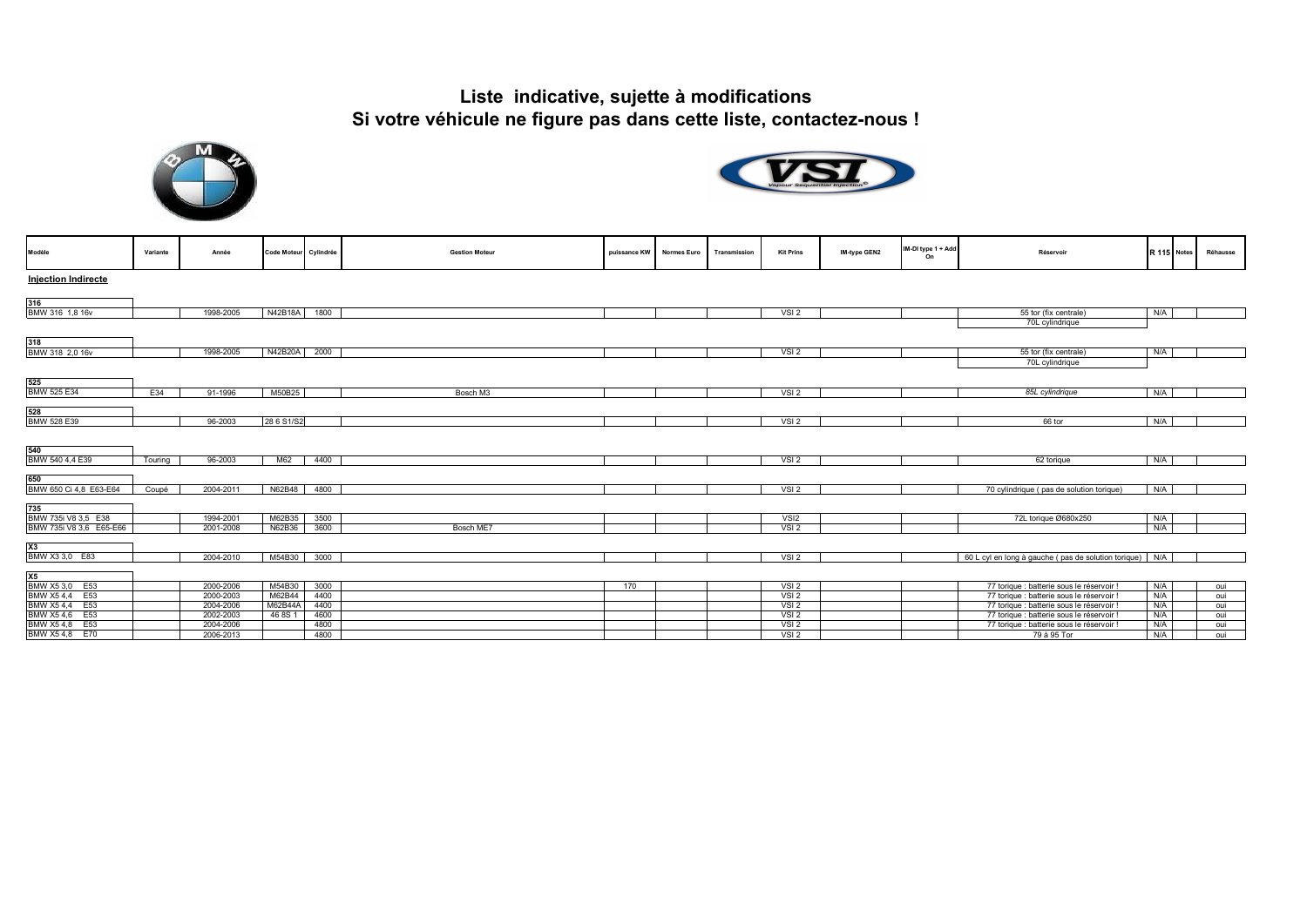# Liste indicative, sujette à modifications
# Si votre véhicule ne figure pas dans cette liste, contactez-nous !

| Modèle | Variante | Année | Code Moteur | Cylindrée | Gestion Moteur | puissance KW | Normes Euro | Transmission | Kit Prins | IM-type GEN2 | IM-DI type 1 + Add On | Réservoir | R 115 | Notes | Réhausse |
|---|---|---|---|---|---|---|---|---|---|---|---|---|---|---|---|
| **Injection Indirecte** | | | | | | | | | | | | | | | |
| **316** | | | | | | | | | | | | | | | |
| BMW 316 1,8 16v | | 1998-2005 | N42B18A | 1800 | | | | | VSI 2 | | | 55 tor (fix centrale) | N/A | | |
| | | | | | | | | | | | | 70L cylindrique | | | |
| **318** | | | | | | | | | | | | | | | |
| BMW 318 2,0 16v | | 1998-2005 | N42B20A | 2000 | | | | | VSI 2 | | | 55 tor (fix centrale) | N/A | | |
| | | | | | | | | | | | | 70L cylindrique | | | |
| **525** | | | | | | | | | | | | | | | |
| BMW 525 E34 | E34 | 91-1996 | M50B25 | | Bosch M3 | | | | VSI 2 | | | *85L cylindrique* | N/A | | |
| **528** | | | | | | | | | | | | | | | |
| BMW 528 E39 | | 96-2003 | 28 6 S1/S2 | | | | | | VSI 2 | | | 66 tor | N/A | | |
| **540** | | | | | | | | | | | | | | | |
| BMW 540 4,4 E39 | Touring | 96-2003 | M62 | 4400 | | | | | VSI 2 | | | 62 torique | N/A | | |
| **650** | | | | | | | | | | | | | | | |
| BMW 650 Ci 4,8 E63-E64 | Coupé | 2004-2011 | N62B48 | 4800 | | | | | VSI 2 | | | 70 cylindrique ( pas de solution torique) | N/A | | |
| **735** | | | | | | | | | | | | | | | |
| BMW 735i V8 3,5 E38 | | 1994-2001 | M62B35 | 3500 | | | | | VSI2 | | | 72L torique Ø680x250 | N/A | | |
| BMW 735i V8 3,6 E65-E66 | | 2001-2008 | N62B36 | 3600 | Bosch ME7 | | | | VSI 2 | | | | N/A | | |
| **X3** | | | | | | | | | | | | | | | |
| BMW X3 3,0 E83 | | 2004-2010 | M54B30 | 3000 | | | | | VSI 2 | | | 60 L cyl en long à gauche ( pas de solution torique) | N/A | | |
| **X5** | | | | | | | | | | | | | | | |
| BMW X5 3,0 E53 | | 2000-2006 | M54B30 | 3000 | | 170 | | | VSI 2 | | | 77 torique : batterie sous le réservoir ! | N/A | | oui |
| BMW X5 4,4 E53 | | 2000-2003 | M62B44 | 4400 | | | | | VSI 2 | | | 77 torique : batterie sous le réservoir ! | N/A | | oui |
| BMW X5 4,4 E53 | | 2004-2006 | M62B44A | 4400 | | | | | VSI 2 | | | 77 torique : batterie sous le réservoir ! | N/A | | oui |
| BMW X5 4,6 E53 | | 2002-2003 | 46 8S 1 | 4600 | | | | | VSI 2 | | | 77 torique : batterie sous le réservoir ! | N/A | | oui |
| BMW X5 4,8 E53 | | 2004-2006 | | 4800 | | | | | VSI 2 | | | 77 torique : batterie sous le réservoir ! | N/A | | oui |
| BMW X5 4,8 E70 | | 2006-2013 | | 4800 | | | | | VSI 2 | | | 79 à 95 Tor | N/A | | oui |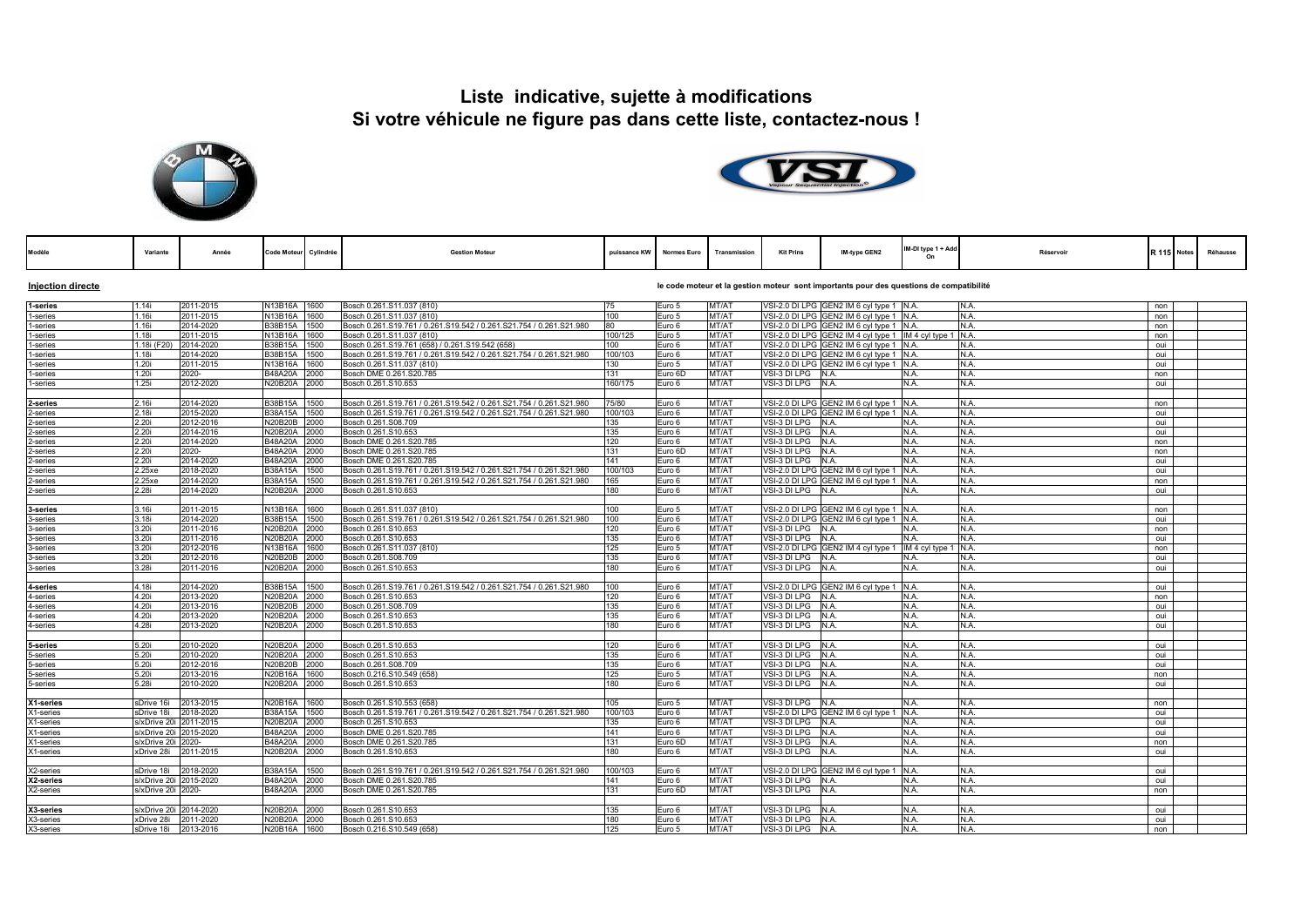# Liste indicative, sujette à modifications
# Si votre véhicule ne figure pas dans cette liste, contactez-nous !

**Injection directe**

le code moteur et la gestion moteur sont importants pour des questions de compatibilité

| Modèle | Variante | Année | Code Moteur | Cylindrée | Gestion Moteur | puissance KW | Normes Euro | Transmission | Kit Prins | IM-type GEN2 | IM-DI type 1 + Add On | Réservoir | R 115 | Notes | Réhausse |
|---|---|---|---|---|---|---|---|---|---|---|---|---|---|---|---|
| **1-series** | 1.14i | 2011-2015 | N13B16A | 1600 | Bosch 0.261.S11.037 (810) | 75 | Euro 5 | MT/AT | VSI-2.0 DI LPG | GEN2 IM 6 cyl type 1 | N.A. | N.A. | non | | |
| 1-series | 1.16i | 2011-2015 | N13B16A | 1600 | Bosch 0.261.S11.037 (810) | 100 | Euro 5 | MT/AT | VSI-2.0 DI LPG | GEN2 IM 6 cyl type 1 | N.A. | N.A. | non | | |
| 1-series | 1.16i | 2014-2020 | B38B15A | 1500 | Bosch 0.261.S19.761 / 0.261.S19.542 / 0.261.S21.754 / 0.261.S21.980 | 80 | Euro 6 | MT/AT | VSI-2.0 DI LPG | GEN2 IM 6 cyl type 1 | N.A. | N.A. | non | | |
| 1-series | 1.18i | 2011-2015 | N13B16A | 1600 | Bosch 0.261.S11.037 (810) | 100/125 | Euro 5 | MT/AT | VSI-2.0 DI LPG | GEN2 IM 4 cyl type 1 | IM 4 cyl type 1 | N.A. | non | | |
| 1-series | 1.18i (F20) | 2014-2020 | B38B15A | 1500 | Bosch 0.261.S19.761 (658) / 0.261.S19.542 (658) | 100 | Euro 6 | MT/AT | VSI-2.0 DI LPG | GEN2 IM 6 cyl type 1 | N.A. | N.A. | oui | | |
| 1-series | 1.18i | 2014-2020 | B38B15A | 1500 | Bosch 0.261.S19.761 / 0.261.S19.542 / 0.261.S21.754 / 0.261.S21.980 | 100/103 | Euro 6 | MT/AT | VSI-2.0 DI LPG | GEN2 IM 6 cyl type 1 | N.A. | N.A. | oui | | |
| 1-series | 1.20i | 2011-2015 | N13B16A | 1600 | Bosch 0.261.S11.037 (810) | 130 | Euro 5 | MT/AT | VSI-2.0 DI LPG | GEN2 IM 6 cyl type 1 | N.A. | N.A. | oui | | |
| 1-series | 1.20i | 2020- | B48A20A | 2000 | Bosch DME 0.261.S20.785 | 131 | Euro 6D | MT/AT | VSI-3 DI LPG | N.A. | N.A. | N.A. | non | | |
| 1-series | 1.25i | 2012-2020 | N20B20A | 2000 | Bosch 0.261.S10.653 | 160/175 | Euro 6 | MT/AT | VSI-3 DI LPG | N.A. | N.A. | N.A. | oui | | |
| | | | | | | | | | | | | | | | |
| **2-series** | 2.16i | 2014-2020 | B38B15A | 1500 | Bosch 0.261.S19.761 / 0.261.S19.542 / 0.261.S21.754 / 0.261.S21.980 | 75/80 | Euro 6 | MT/AT | VSI-2.0 DI LPG | GEN2 IM 6 cyl type 1 | N.A. | N.A. | non | | |
| 2-series | 2.18i | 2015-2020 | B38A15A | 1500 | Bosch 0.261.S19.761 / 0.261.S19.542 / 0.261.S21.754 / 0.261.S21.980 | 100/103 | Euro 6 | MT/AT | VSI-2.0 DI LPG | GEN2 IM 6 cyl type 1 | N.A. | N.A. | oui | | |
| 2-series | 2.20i | 2012-2016 | N20B20B | 2000 | Bosch 0.261.S08.709 | 135 | Euro 6 | MT/AT | VSI-3 DI LPG | N.A. | N.A. | N.A. | oui | | |
| 2-series | 2.20i | 2014-2016 | N20B20A | 2000 | Bosch 0.261.S10.653 | 135 | Euro 6 | MT/AT | VSI-3 DI LPG | N.A. | N.A. | N.A. | oui | | |
| 2-series | 2.20i | 2014-2020 | B48A20A | 2000 | Bosch DME 0.261.S20.785 | 120 | Euro 6 | MT/AT | VSI-3 DI LPG | N.A. | N.A. | N.A. | non | | |
| 2-series | 2.20i | 2020- | B48A20A | 2000 | Bosch DME 0.261.S20.785 | 131 | Euro 6D | MT/AT | VSI-3 DI LPG | N.A. | N.A. | N.A. | non | | |
| 2-series | 2.20i | 2014-2020 | B48A20A | 2000 | Bosch DME 0.261.S20.785 | 141 | Euro 6 | MT/AT | VSI-3 DI LPG | N.A. | N.A. | N.A. | oui | | |
| 2-series | 2.25xe | 2018-2020 | B38A15A | 1500 | Bosch 0.261.S19.761 / 0.261.S19.542 / 0.261.S21.754 / 0.261.S21.980 | 100/103 | Euro 6 | MT/AT | VSI-2.0 DI LPG | GEN2 IM 6 cyl type 1 | N.A. | N.A. | oui | | |
| 2-series | 2.25xe | 2014-2020 | B38A15A | 1500 | Bosch 0.261.S19.761 / 0.261.S19.542 / 0.261.S21.754 / 0.261.S21.980 | 165 | Euro 6 | MT/AT | VSI-2.0 DI LPG | GEN2 IM 6 cyl type 1 | N.A. | N.A. | non | | |
| 2-series | 2.28i | 2014-2020 | N20B20A | 2000 | Bosch 0.261.S10.653 | 180 | Euro 6 | MT/AT | VSI-3 DI LPG | N.A. | N.A. | N.A. | oui | | |
| | | | | | | | | | | | | | | | |
| **3-series** | 3.16i | 2011-2015 | N13B16A | 1600 | Bosch 0.261.S11.037 (810) | 100 | Euro 5 | MT/AT | VSI-2.0 DI LPG | GEN2 IM 6 cyl type 1 | N.A. | N.A. | non | | |
| 3-series | 3.18i | 2014-2020 | B38B15A | 1500 | Bosch 0.261.S19.761 / 0.261.S19.542 / 0.261.S21.754 / 0.261.S21.980 | 100 | Euro 6 | MT/AT | VSI-2.0 DI LPG | GEN2 IM 6 cyl type 1 | N.A. | N.A. | oui | | |
| 3-series | 3.20i | 2011-2016 | N20B20A | 2000 | Bosch 0.261.S10.653 | 120 | Euro 6 | MT/AT | VSI-3 DI LPG | N.A. | N.A. | N.A. | non | | |
| 3-series | 3.20i | 2011-2016 | N20B20A | 2000 | Bosch 0.261.S10.653 | 135 | Euro 6 | MT/AT | VSI-3 DI LPG | N.A. | N.A. | N.A. | oui | | |
| 3-series | 3.20i | 2012-2016 | N13B16A | 1600 | Bosch 0.261.S11.037 (810) | 125 | Euro 5 | MT/AT | VSI-2.0 DI LPG | GEN2 IM 4 cyl type 1 | IM 4 cyl type 1 | N.A. | non | | |
| 3-series | 3.20i | 2012-2016 | N20B20B | 2000 | Bosch 0.261.S08.709 | 135 | Euro 6 | MT/AT | VSI-3 DI LPG | N.A. | N.A. | N.A. | oui | | |
| 3-series | 3.28i | 2011-2016 | N20B20A | 2000 | Bosch 0.261.S10.653 | 180 | Euro 6 | MT/AT | VSI-3 DI LPG | N.A. | N.A. | N.A. | oui | | |
| | | | | | | | | | | | | | | | |
| **4-series** | 4.18i | 2014-2020 | B38B15A | 1500 | Bosch 0.261.S19.761 / 0.261.S19.542 / 0.261.S21.754 / 0.261.S21.980 | 100 | Euro 6 | MT/AT | VSI-2.0 DI LPG | GEN2 IM 6 cyl type 1 | N.A. | N.A. | oui | | |
| 4-series | 4.20i | 2013-2020 | N20B20A | 2000 | Bosch 0.261.S10.653 | 120 | Euro 6 | MT/AT | VSI-3 DI LPG | N.A. | N.A. | N.A. | non | | |
| 4-series | 4.20i | 2013-2016 | N20B20B | 2000 | Bosch 0.261.S08.709 | 135 | Euro 6 | MT/AT | VSI-3 DI LPG | N.A. | N.A. | N.A. | oui | | |
| 4-series | 4.20i | 2013-2020 | N20B20A | 2000 | Bosch 0.261.S10.653 | 135 | Euro 6 | MT/AT | VSI-3 DI LPG | N.A. | N.A. | N.A. | oui | | |
| 4-series | 4.28i | 2013-2020 | N20B20A | 2000 | Bosch 0.261.S10.653 | 180 | Euro 6 | MT/AT | VSI-3 DI LPG | N.A. | N.A. | N.A. | oui | | |
| | | | | | | | | | | | | | | | |
| **5-series** | 5.20i | 2010-2020 | N20B20A | 2000 | Bosch 0.261.S10.653 | 120 | Euro 6 | MT/AT | VSI-3 DI LPG | N.A. | N.A. | N.A. | oui | | |
| 5-series | 5.20i | 2010-2020 | N20B20A | 2000 | Bosch 0.261.S10.653 | 135 | Euro 6 | MT/AT | VSI-3 DI LPG | N.A. | N.A. | N.A. | oui | | |
| 5-series | 5.20i | 2012-2016 | N20B20B | 2000 | Bosch 0.261.S08.709 | 135 | Euro 6 | MT/AT | VSI-3 DI LPG | N.A. | N.A. | N.A. | oui | | |
| 5-series | 5.20i | 2013-2016 | N20B16A | 1600 | Bosch 0.216.S10.549 (658) | 125 | Euro 5 | MT/AT | VSI-3 DI LPG | N.A. | N.A. | N.A. | non | | |
| 5-series | 5.28i | 2010-2020 | N20B20A | 2000 | Bosch 0.261.S10.653 | 180 | Euro 6 | MT/AT | VSI-3 DI LPG | N.A. | N.A. | N.A. | oui | | |
| | | | | | | | | | | | | | | | |
| **X1-series** | sDrive 16i | 2013-2015 | N20B16A | 1600 | Bosch 0.261.S10.553 (658) | 105 | Euro 5 | MT/AT | VSI-3 DI LPG | N.A. | N.A. | N.A. | non | | |
| X1-series | sDrive 18i | 2018-2020 | B38A15A | 1500 | Bosch 0.261.S19.761 / 0.261.S19.542 / 0.261.S21.754 / 0.261.S21.980 | 100/103 | Euro 6 | MT/AT | VSI-2.0 DI LPG | GEN2 IM 6 cyl type 1 | N.A. | N.A. | oui | | |
| X1-series | s/xDrive 20i | 2011-2015 | N20B20A | 2000 | Bosch 0.261.S10.653 | 135 | Euro 6 | MT/AT | VSI-3 DI LPG | N.A. | N.A. | N.A. | oui | | |
| X1-series | s/xDrive 20i | 2015-2020 | B48A20A | 2000 | Bosch DME 0.261.S20.785 | 141 | Euro 6 | MT/AT | VSI-3 DI LPG | N.A. | N.A. | N.A. | oui | | |
| X1-series | s/xDrive 20i | 2020- | B48A20A | 2000 | Bosch DME 0.261.S20.785 | 131 | Euro 6D | MT/AT | VSI-3 DI LPG | N.A. | N.A. | N.A. | non | | |
| X1-series | xDrive 28i | 2011-2015 | N20B20A | 2000 | Bosch 0.261.S10.653 | 180 | Euro 6 | MT/AT | VSI-3 DI LPG | N.A. | N.A. | N.A. | oui | | |
| | | | | | | | | | | | | | | | |
| X2-series | sDrive 18i | 2018-2020 | B38A15A | 1500 | Bosch 0.261.S19.761 / 0.261.S19.542 / 0.261.S21.754 / 0.261.S21.980 | 100/103 | Euro 6 | MT/AT | VSI-2.0 DI LPG | GEN2 IM 6 cyl type 1 | N.A. | N.A. | oui | | |
| **X2-series** | s/xDrive 20i | 2015-2020 | B48A20A | 2000 | Bosch DME 0.261.S20.785 | 141 | Euro 6 | MT/AT | VSI-3 DI LPG | N.A. | N.A. | N.A. | oui | | |
| X2-series | s/xDrive 20i | 2020- | B48A20A | 2000 | Bosch DME 0.261.S20.785 | 131 | Euro 6D | MT/AT | VSI-3 DI LPG | N.A. | N.A. | N.A. | non | | |
| | | | | | | | | | | | | | | | |
| **X3-series** | s/xDrive 20i | 2014-2020 | N20B20A | 2000 | Bosch 0.261.S10.653 | 135 | Euro 6 | MT/AT | VSI-3 DI LPG | N.A. | N.A. | N.A. | oui | | |
| X3-series | xDrive 28i | 2011-2020 | N20B20A | 2000 | Bosch 0.261.S10.653 | 180 | Euro 6 | MT/AT | VSI-3 DI LPG | N.A. | N.A. | N.A. | oui | | |
| X3-series | sDrive 18i | 2013-2016 | N20B16A | 1600 | Bosch 0.216.S10.549 (658) | 125 | Euro 5 | MT/AT | VSI-3 DI LPG | N.A. | N.A. | N.A. | non | | |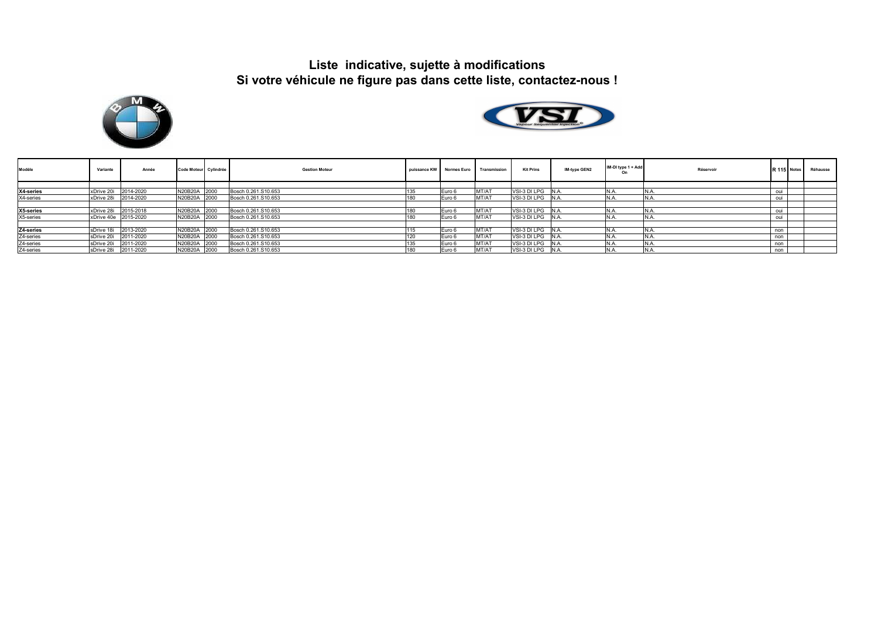**Liste indicative, sujette à modifications**
**Si votre véhicule ne figure pas dans cette liste, contactez-nous !**

| Modèle | Variante | Année | Code Moteur | Cylindrée | Gestion Moteur | puissance KW | Normes Euro | Transmission | Kit Prins | IM-type GEN2 | IM-DI type 1 + Add On | Réservoir | R 115 | Notes | Réhausse |
|---|---|---|---|---|---|---|---|---|---|---|---|---|---|---|---|
| | | | | | | | | | | | | | | | |
| **X4-series** | xDrive 20i | 2014-2020 | N20B20A | 2000 | Bosch 0.261.S10.653 | 135 | Euro 6 | MT/AT | VSI-3 DI LPG | N.A. | N.A. | N.A. | oui | | |
| X4-series | xDrive 28i | 2014-2020 | N20B20A | 2000 | Bosch 0.261.S10.653 | 180 | Euro 6 | MT/AT | VSI-3 DI LPG | N.A. | N.A. | N.A. | oui | | |
| | | | | | | | | | | | | | | | |
| **X5-series** | xDrive 28i | 2015-2018 | N20B20A | 2000 | Bosch 0.261.S10.653 | 180 | Euro 6 | MT/AT | VSI-3 DI LPG | N.A. | N.A. | N.A. | oui | | |
| X5-series | xDrive 40e | 2015-2020 | N20B20A | 2000 | Bosch 0.261.S10.653 | 180 | Euro 6 | MT/AT | VSI-3 DI LPG | N.A. | N.A. | N.A. | oui | | |
| | | | | | | | | | | | | | | | |
| **Z4-series** | sDrive 18i | 2013-2020 | N20B20A | 2000 | Bosch 0.261.S10.653 | 115 | Euro 6 | MT/AT | VSI-3 DI LPG | N.A. | N.A. | N.A. | non | | |
| Z4-series | sDrive 20i | 2011-2020 | N20B20A | 2000 | Bosch 0.261.S10.653 | 120 | Euro 6 | MT/AT | VSI-3 DI LPG | N.A. | N.A. | N.A. | non | | |
| Z4-series | sDrive 20i | 2011-2020 | N20B20A | 2000 | Bosch 0.261.S10.653 | 135 | Euro 6 | MT/AT | VSI-3 DI LPG | N.A. | N.A. | N.A. | non | | |
| Z4-series | sDrive 28i | 2011-2020 | N20B20A | 2000 | Bosch 0.261.S10.653 | 180 | Euro 6 | MT/AT | VSI-3 DI LPG | N.A. | N.A. | N.A. | non | | |